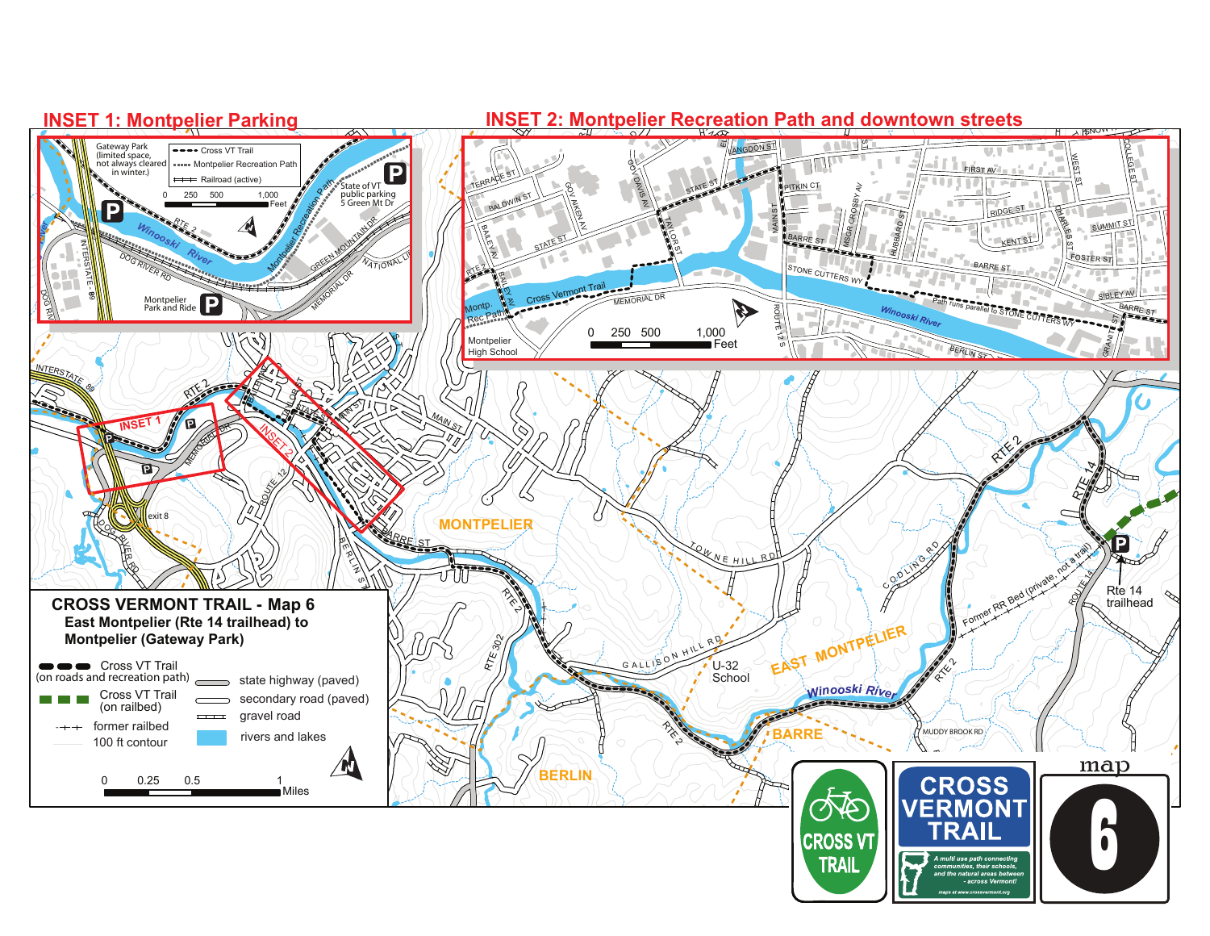## INSET 1: Montpelier Parking

Gateway Park (limited space, not always cleared in winter.)

- Cross VT Trail
- Montpelier Recreation Path
- Railroad (active)

0 250 500 1,000 Feet

State of VT public parking 5 Green Mt Dr

Montpelier Park and Ride

RTE 2 · Winooski River · Montpelier Recreation Path · GREEN MOUNTAIN DR · NATIONAL LIFE · MEMORIAL DR · DOG RIVER RD · INTERSTATE 89 · DOG RIV

## INSET 2: Montpelier Recreation Path and downtown streets

LANGDON ST · STATE ST · TERRACE ST · BALDWIN ST · GOV AIKEN AV · GOV DAVIS AV · TAYLOR ST · MAIN ST · PITKIN CT · MSGR CROSBY AV · HUBBARD ST · FIRST AV · RIDGE ST · KENT ST · WEST ST · COLLEGE ST · SUMMIT ST · CHARLES ST · FOSTER ST · BARRE ST · STONE CUTTERS WY · SIBLEY AV · BAILEY AV · RTE 2 · MEMORIAL DR · ROUTE 12 S · BERLIN ST · GRANITE ST

Montp. Rec Path · Cross Vermont Trail · Winooski River · Montpelier High School

Path runs parallel to STONE CUTTERS WY

0 250 500 1,000 Feet

## CROSS VERMONT TRAIL - Map 6

**East Montpelier (Rte 14 trailhead) to Montpelier (Gateway Park)**

- Cross VT Trail (on roads and recreation path)
- Cross VT Trail (on railbed)
- former railbed
- 100 ft contour
- state highway (paved)
- secondary road (paved)
- gravel road
- rivers and lakes

0 0.25 0.5 1 Miles

INTERSTATE 89 · RTE 2 · INSET 1 · INSET 2 · exit 8 · DOG RIVER RD · ROUTE 12 · MAIN ST · BARRE ST · BERLIN ST · RTE 302 · MONTPELIER · TOWNE HILL RD · GALLISON HILL RD · U-32 School · CODLING RD · EAST MONTPELIER · Winooski River · BARRE · BERLIN · MUDDY BROOK RD · RTE 14 · ROUTE 14 · Former RR Bed (private, not a trail) · Rte 14 trailhead

CROSS VT TRAIL

CROSS VERMONT TRAIL

A multi use path connecting communities, their schools, and the natural areas between - across Vermont!

maps at www.crossvermont.org

map 6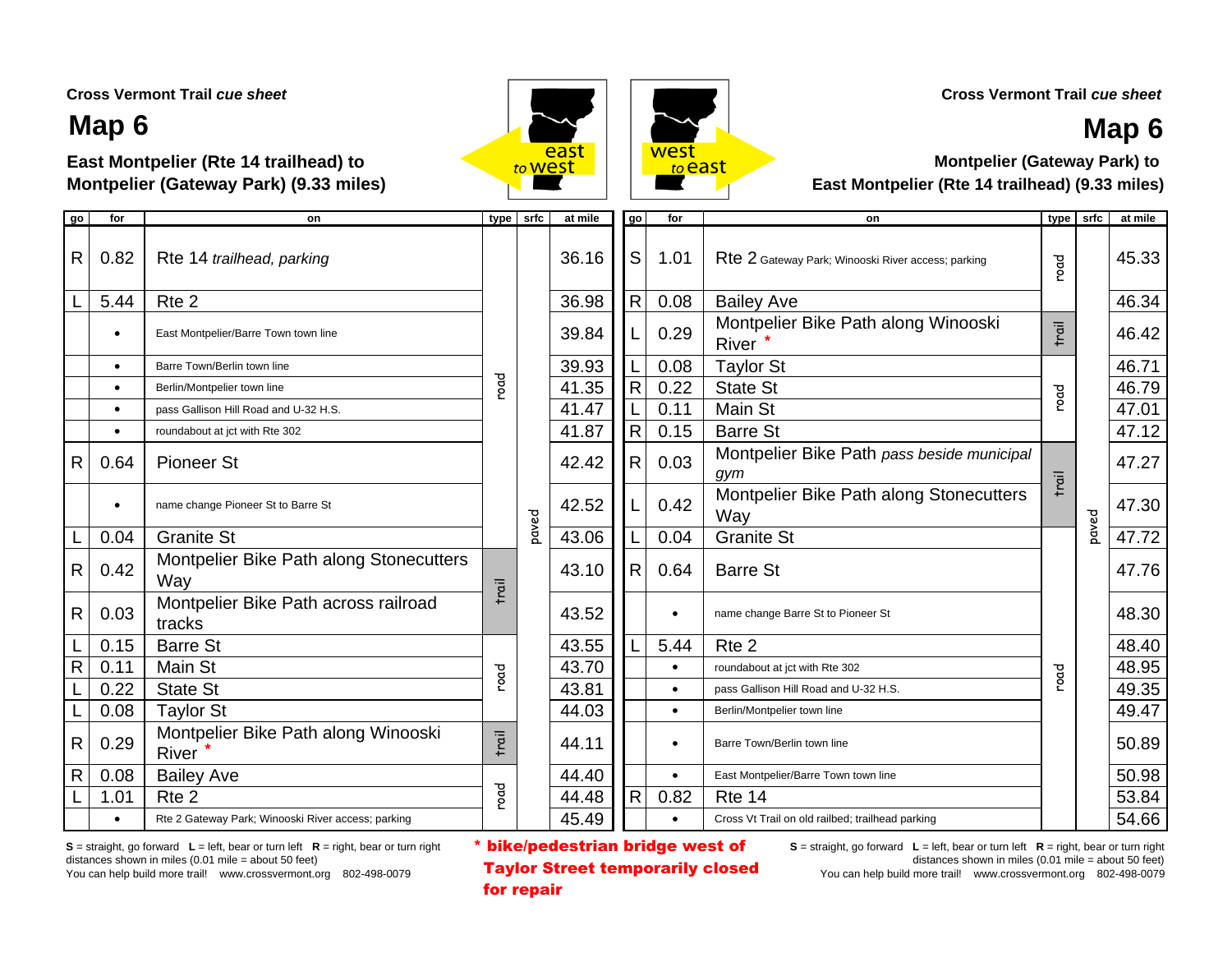Cross Vermont Trail *cue sheet*

# Map 6

**East Montpelier (Rte 14 trailhead) to Montpelier (Gateway Park) (9.33 miles)**

east *to* west

| go | for | on | type | srfc | at mile |
|---|---|---|---|---|---|
| R | 0.82 | Rte 14 *trailhead, parking* | road | paved | 36.16 |
| L | 5.44 | Rte 2 | road | paved | 36.98 |
| | • | East Montpelier/Barre Town town line | road | paved | 39.84 |
| | • | Barre Town/Berlin town line | road | paved | 39.93 |
| | • | Berlin/Montpelier town line | road | paved | 41.35 |
| | • | pass Gallison Hill Road and U-32 H.S. | road | paved | 41.47 |
| | • | roundabout at jct with Rte 302 | road | paved | 41.87 |
| R | 0.64 | Pioneer St | road | paved | 42.42 |
| | • | name change Pioneer St to Barre St | road | paved | 42.52 |
| L | 0.04 | Granite St | road | paved | 43.06 |
| R | 0.42 | Montpelier Bike Path along Stonecutters Way | trail | paved | 43.10 |
| R | 0.03 | Montpelier Bike Path across railroad tracks | trail | paved | 43.52 |
| L | 0.15 | Barre St | road | paved | 43.55 |
| R | 0.11 | Main St | road | paved | 43.70 |
| L | 0.22 | State St | road | paved | 43.81 |
| L | 0.08 | Taylor St | road | paved | 44.03 |
| R | 0.29 | Montpelier Bike Path along Winooski River * | trail | paved | 44.11 |
| R | 0.08 | Bailey Ave | road | paved | 44.40 |
| L | 1.01 | Rte 2 | road | paved | 44.48 |
| | • | Rte 2 Gateway Park; Winooski River access; parking | road | paved | 45.49 |

**S** = straight, go forward **L** = left, bear or turn left **R** = right, bear or turn right
distances shown in miles (0.01 mile = about 50 feet)
You can help build more trail! www.crossvermont.org 802-498-0079

Cross Vermont Trail *cue sheet*

# Map 6

**Montpelier (Gateway Park) to East Montpelier (Rte 14 trailhead) (9.33 miles)**

west *to* east

| go | for | on | type | srfc | at mile |
|---|---|---|---|---|---|
| S | 1.01 | Rte 2 Gateway Park; Winooski River access; parking | road | paved | 45.33 |
| R | 0.08 | Bailey Ave | road | paved | 46.34 |
| L | 0.29 | Montpelier Bike Path along Winooski River * | trail | paved | 46.42 |
| L | 0.08 | Taylor St | road | paved | 46.71 |
| R | 0.22 | State St | road | paved | 46.79 |
| L | 0.11 | Main St | road | paved | 47.01 |
| R | 0.15 | Barre St | road | paved | 47.12 |
| R | 0.03 | Montpelier Bike Path *pass beside municipal gym* | trail | paved | 47.27 |
| L | 0.42 | Montpelier Bike Path along Stonecutters Way | trail | paved | 47.30 |
| L | 0.04 | Granite St | road | paved | 47.72 |
| R | 0.64 | Barre St | road | paved | 47.76 |
| | • | name change Barre St to Pioneer St | road | paved | 48.30 |
| L | 5.44 | Rte 2 | road | paved | 48.40 |
| | • | roundabout at jct with Rte 302 | road | paved | 48.95 |
| | • | pass Gallison Hill Road and U-32 H.S. | road | paved | 49.35 |
| | • | Berlin/Montpelier town line | road | paved | 49.47 |
| | • | Barre Town/Berlin town line | road | paved | 50.89 |
| | • | East Montpelier/Barre Town town line | road | paved | 50.98 |
| R | 0.82 | Rte 14 | road | paved | 53.84 |
| | • | Cross Vt Trail on old railbed; trailhead parking | road | paved | 54.66 |

**S** = straight, go forward **L** = left, bear or turn left **R** = right, bear or turn right
distances shown in miles (0.01 mile = about 50 feet)
You can help build more trail! www.crossvermont.org 802-498-0079

**\* bike/pedestrian bridge west of Taylor Street temporarily closed for repair**